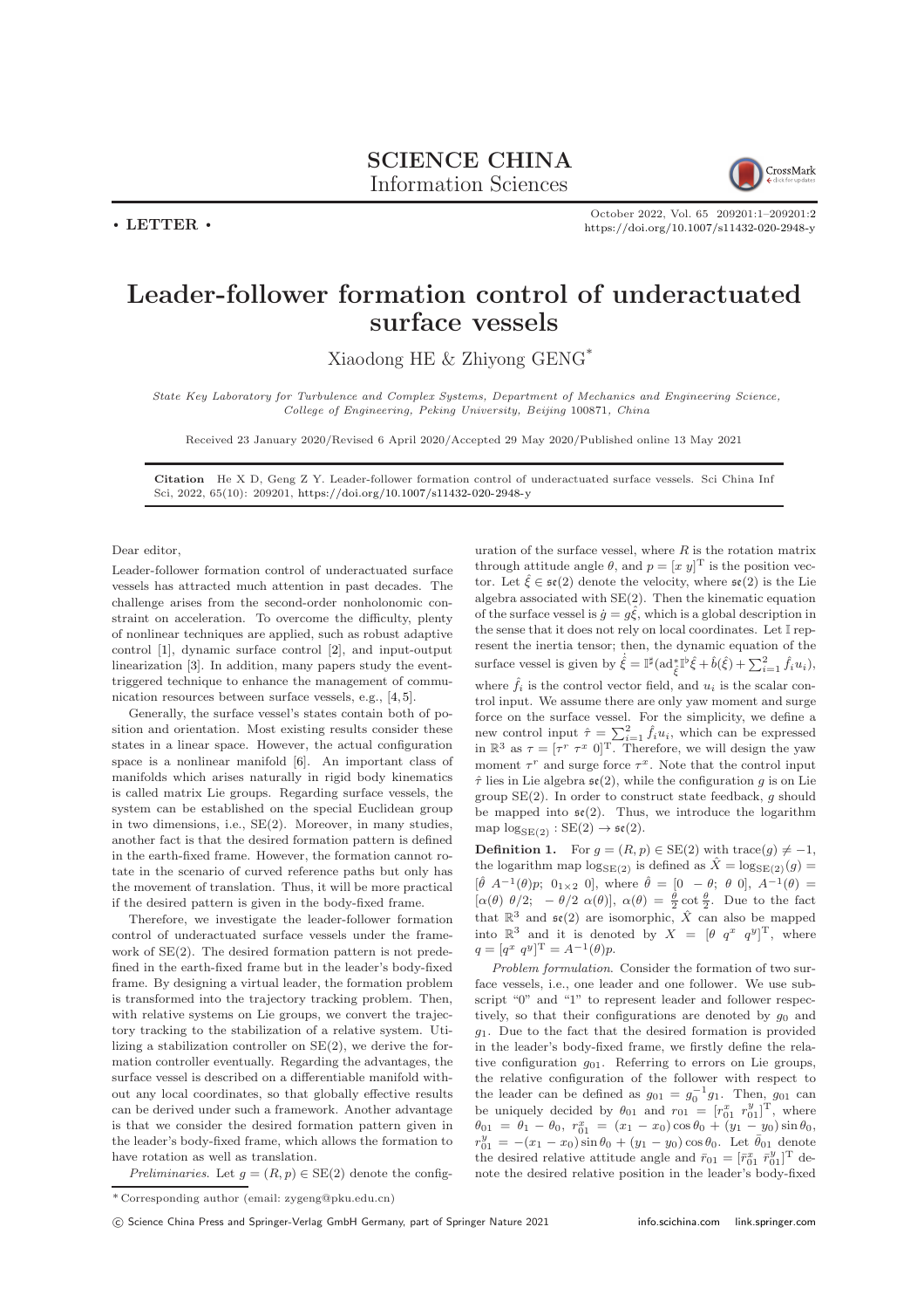# SCIENCE CHINA Information Sciences

• LETTER •

# Leader-follower formation control of underactuated surface vessels

Xiaodong HE & Zhiyong GENG*

*State Key Laboratory for Turbulence and Complex Systems, Department of Mechanics and Engineering Science, College of Engineering, Peking University, Beijing 100871, China*

Received 23 January 2020/Revised 6 April 2020/Accepted 29 May 2020/Published online 13 May 2021

**Citation** He X D, Geng Z Y. Leader-follower formation control of underactuated surface vessels. Sci China Inf Sci, 2022, 65(10): 209201, https://doi.org/10.1007/s11432-020-2948-y

Dear editor,

Leader-follower formation control of underactuated surface vessels has attracted much attention in past decades. The challenge arises from the second-order nonholonomic constraint on acceleration. To overcome the difficulty, plenty of nonlinear techniques are applied, such as robust adaptive control [1], dynamic surface control [2], and input-output linearization [3]. In addition, many papers study the event-triggered technique to enhance the management of communication resources between surface vessels, e.g., [4, 5].

Generally, the surface vessel's states contain both of position and orientation. Most existing results consider these states in a linear space. However, the actual configuration space is a nonlinear manifold [6]. An important class of manifolds which arises naturally in rigid body kinematics is called matrix Lie groups. Regarding surface vessels, the system can be established on the special Euclidean group in two dimensions, i.e., SE(2). Moreover, in many studies, another fact is that the desired formation pattern is defined in the earth-fixed frame. However, the formation cannot rotate in the scenario of curved reference paths but only has the movement of translation. Thus, it will be more practical if the desired pattern is given in the body-fixed frame.

Therefore, we investigate the leader-follower formation control of underactuated surface vessels under the framework of SE(2). The desired formation pattern is not predefined in the earth-fixed frame but in the leader's body-fixed frame. By designing a virtual leader, the formation problem is transformed into the trajectory tracking problem. Then, with relative systems on Lie groups, we convert the trajectory tracking to the stabilization of a relative system. Utilizing a stabilization controller on SE(2), we derive the formation controller eventually. Regarding the advantages, the surface vessel is described on a differentiable manifold without any local coordinates, so that globally effective results can be derived under such a framework. Another advantage is that we consider the desired formation pattern given in the leader's body-fixed frame, which allows the formation to have rotation as well as translation.

*Preliminaries.* Let $g = (R, p) \in \mathrm{SE}(2)$ denote the configuration of the surface vessel, where $R$ is the rotation matrix through attitude angle $\theta$, and $p = [x\ y]^{\mathrm{T}}$ is the position vector. Let $\hat{\xi} \in \mathfrak{se}(2)$ denote the velocity, where $\mathfrak{se}(2)$ is the Lie algebra associated with SE(2). Then the kinematic equation of the surface vessel is $\dot{g} = g\hat{\xi}$, which is a global description in the sense that it does not rely on local coordinates. Let $\mathbb{I}$ represent the inertia tensor; then, the dynamic equation of the surface vessel is given by $\dot{\hat{\xi}} = \mathbb{I}^{\sharp}(\mathrm{ad}^{*}_{\hat{\xi}}\mathbb{I}^{\flat}\hat{\xi} + \hat{b}(\hat{\xi}) + \sum_{i=1}^{2}\hat{f}_i u_i)$, where $\hat{f}_i$ is the control vector field, and $u_i$ is the scalar control input. We assume there are only yaw moment and surge force on the surface vessel. For the simplicity, we define a new control input $\hat{\tau} = \sum_{i=1}^{2}\hat{f}_i u_i$, which can be expressed in $\mathbb{R}^3$ as $\tau = [\tau^r\ \tau^x\ 0]^{\mathrm{T}}$. Therefore, we will design the yaw moment $\tau^r$ and surge force $\tau^x$. Note that the control input $\hat{\tau}$ lies in Lie algebra $\mathfrak{se}(2)$, while the configuration $g$ is on Lie group SE(2). In order to construct state feedback, $g$ should be mapped into $\mathfrak{se}(2)$. Thus, we introduce the logarithm map $\log_{\mathrm{SE}(2)} : \mathrm{SE}(2) \to \mathfrak{se}(2)$.

**Definition 1.** For $g = (R, p) \in \mathrm{SE}(2)$ with $\mathrm{trace}(g) \neq -1$, the logarithm map $\log_{\mathrm{SE}(2)}$ is defined as $\hat{X} = \log_{\mathrm{SE}(2)}(g) = [\hat{\theta}\ A^{-1}(\theta)p;\ 0_{1\times 2}\ 0]$, where $\hat{\theta} = [0\ \ -\theta;\ \theta\ \ 0]$, $A^{-1}(\theta) = [\alpha(\theta)\ \ \theta/2;\ \ -\theta/2\ \ \alpha(\theta)]$, $\alpha(\theta) = \frac{\theta}{2}\cot\frac{\theta}{2}$. Due to the fact that $\mathbb{R}^3$ and $\mathfrak{se}(2)$ are isomorphic, $\hat{X}$ can also be mapped into $\mathbb{R}^3$ and it is denoted by $X = [\theta\ q^x\ q^y]^{\mathrm{T}}$, where $q = [q^x\ q^y]^{\mathrm{T}} = A^{-1}(\theta)p$.

*Problem formulation.* Consider the formation of two surface vessels, i.e., one leader and one follower. We use subscript "0" and "1" to represent leader and follower respectively, so that their configurations are denoted by $g_0$ and $g_1$. Due to the fact that the desired formation is provided in the leader's body-fixed frame, we firstly define the relative configuration $g_{01}$. Referring to errors on Lie groups, the relative configuration of the follower with respect to the leader can be defined as $g_{01} = g_0^{-1}g_1$. Then, $g_{01}$ can be uniquely decided by $\theta_{01}$ and $r_{01} = [r_{01}^x\ r_{01}^y]^{\mathrm{T}}$, where $\theta_{01} = \theta_1 - \theta_0$, $r_{01}^x = (x_1 - x_0)\cos\theta_0 + (y_1 - y_0)\sin\theta_0$, $r_{01}^y = -(x_1 - x_0)\sin\theta_0 + (y_1 - y_0)\cos\theta_0$. Let $\bar{\theta}_{01}$ denote the desired relative attitude angle and $\bar{r}_{01} = [\bar{r}_{01}^x\ \bar{r}_{01}^y]^{\mathrm{T}}$ denote the desired relative position in the leader's body-fixed

---

* Corresponding author (email: zygeng@pku.edu.cn)

© Science China Press and Springer-Verlag GmbH Germany, part of Springer Nature 2021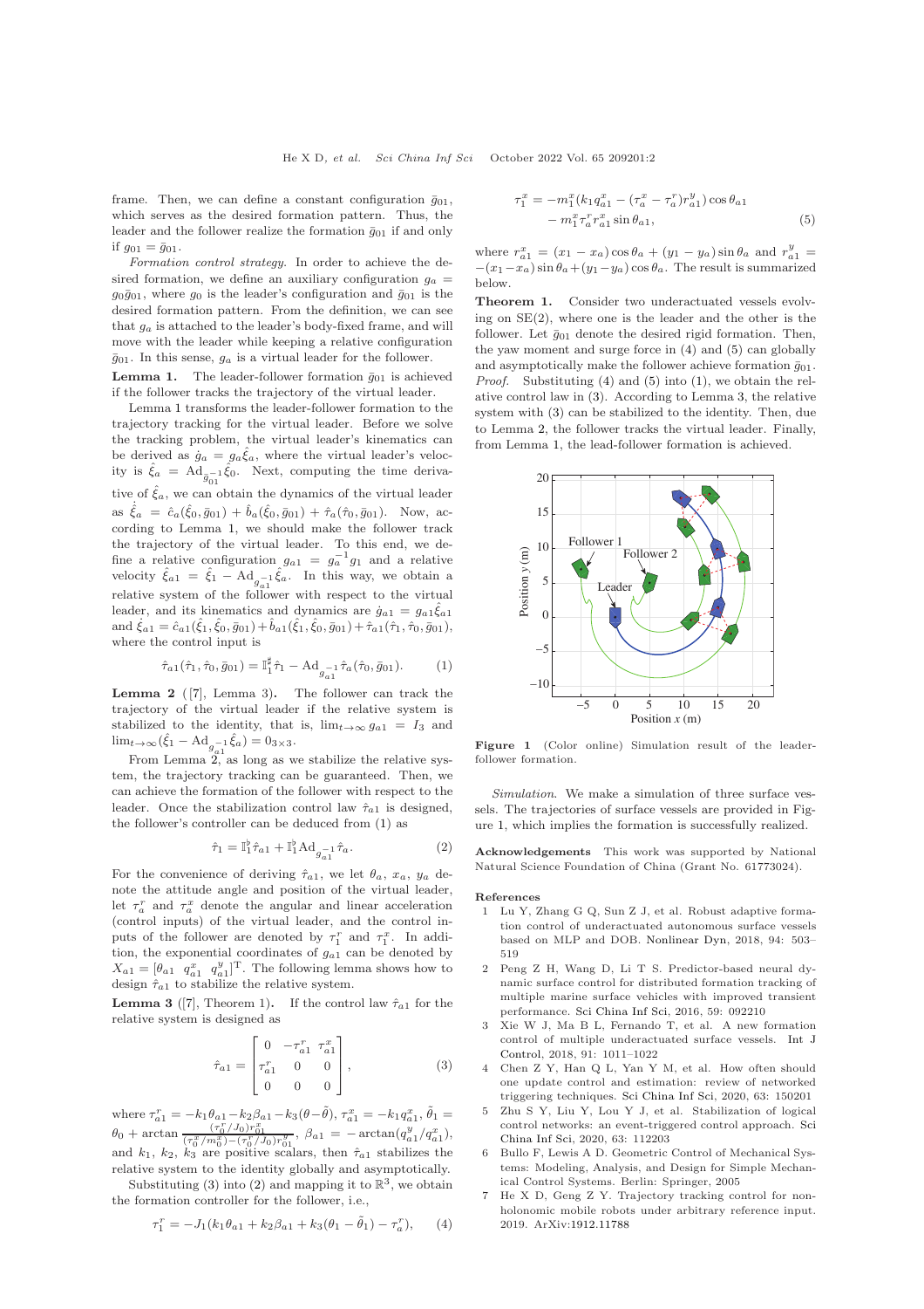frame. Then, we can define a constant configuration $\bar{g}_{01}$, which serves as the desired formation pattern. Thus, the leader and the follower realize the formation $\bar{g}_{01}$ if and only if $g_{01} = \bar{g}_{01}$.

*Formation control strategy.* In order to achieve the desired formation, we define an auxiliary configuration $g_a = g_0\bar{g}_{01}$, where $g_0$ is the leader's configuration and $\bar{g}_{01}$ is the desired formation pattern. From the definition, we can see that $g_a$ is attached to the leader's body-fixed frame, and will move with the leader while keeping a relative configuration $\bar{g}_{01}$. In this sense, $g_a$ is a virtual leader for the follower.

**Lemma 1.** The leader-follower formation $\bar{g}_{01}$ is achieved if the follower tracks the trajectory of the virtual leader.

Lemma 1 transforms the leader-follower formation to the trajectory tracking for the virtual leader. Before we solve the tracking problem, the virtual leader's kinematics can be derived as $\dot{g}_a = g_a\hat{\xi}_a$, where the virtual leader's velocity is $\hat{\xi}_a = \mathrm{Ad}_{\bar{g}_{01}^{-1}}\hat{\xi}_0$. Next, computing the time derivative of $\hat{\xi}_a$, we can obtain the dynamics of the virtual leader as $\dot{\hat{\xi}}_a = \hat{c}_a(\hat{\xi}_0, \bar{g}_{01}) + \hat{b}_a(\hat{\xi}_0, \bar{g}_{01}) + \hat{\tau}_a(\hat{\tau}_0, \bar{g}_{01})$. Now, according to Lemma 1, we should make the follower track the trajectory of the virtual leader. To this end, we define a relative configuration $g_{a1} = g_a^{-1}g_1$ and a relative velocity $\hat{\xi}_{a1} = \hat{\xi}_1 - \mathrm{Ad}_{g_{a1}^{-1}}\hat{\xi}_a$. In this way, we obtain a relative system of the follower with respect to the virtual leader, and its kinematics and dynamics are $\dot{g}_{a1} = g_{a1}\hat{\xi}_{a1}$ and $\dot{\hat{\xi}}_{a1} = \hat{c}_{a1}(\hat{\xi}_1, \hat{\xi}_0, \bar{g}_{01}) + \hat{b}_{a1}(\hat{\xi}_1, \hat{\xi}_0, \bar{g}_{01}) + \hat{\tau}_{a1}(\hat{\tau}_1, \hat{\tau}_0, \bar{g}_{01})$, where the control input is

$$\hat{\tau}_{a1}(\hat{\tau}_1, \hat{\tau}_0, \bar{g}_{01}) = \mathbb{I}_1^{\sharp}\hat{\tau}_1 - \mathrm{Ad}_{g_{a1}^{-1}}\hat{\tau}_a(\hat{\tau}_0, \bar{g}_{01}). \tag{1}$$

**Lemma 2** ([7], Lemma 3)**.** The follower can track the trajectory of the virtual leader if the relative system is stabilized to the identity, that is, $\lim_{t\to\infty} g_{a1} = I_3$ and $\lim_{t\to\infty}(\hat{\xi}_1 - \mathrm{Ad}_{g_{a1}^{-1}}\hat{\xi}_a) = 0_{3\times 3}$.

From Lemma 2, as long as we stabilize the relative system, the trajectory tracking can be guaranteed. Then, we can achieve the formation of the follower with respect to the leader. Once the stabilization control law $\hat{\tau}_{a1}$ is designed, the follower's controller can be deduced from (1) as

$$\hat{\tau}_1 = \mathbb{I}_1^{\flat}\hat{\tau}_{a1} + \mathbb{I}_1^{\flat}\mathrm{Ad}_{g_{a1}^{-1}}\hat{\tau}_a. \tag{2}$$

For the convenience of deriving $\hat{\tau}_{a1}$, we let $\theta_a$, $x_a$, $y_a$ denote the attitude angle and position of the virtual leader, let $\tau_a^r$ and $\tau_a^x$ denote the angular and linear acceleration (control inputs) of the virtual leader, and the control inputs of the follower are denoted by $\tau_1^r$ and $\tau_1^x$. In addition, the exponential coordinates of $g_{a1}$ can be denoted by $X_{a1} = [\theta_{a1} \ \ q_{a1}^x \ \ q_{a1}^y]^{\mathrm{T}}$. The following lemma shows how to design $\hat{\tau}_{a1}$ to stabilize the relative system.

**Lemma 3** ([7], Theorem 1)**.** If the control law $\hat{\tau}_{a1}$ for the relative system is designed as

$$\hat{\tau}_{a1} = \begin{bmatrix} 0 & -\tau_{a1}^r & \tau_{a1}^x \\ \tau_{a1}^r & 0 & 0 \\ 0 & 0 & 0 \end{bmatrix}, \tag{3}$$

where $\tau_{a1}^r = -k_1\theta_{a1} - k_2\beta_{a1} - k_3(\theta - \tilde{\theta})$, $\tau_{a1}^x = -k_1 q_{a1}^x$, $\tilde{\theta}_1 = \theta_0 + \arctan\frac{(\tau_0^r/J_0)r_{01}^x}{(\tau_0^x/m_0^x) - (\tau_0^r/J_0)r_{01}^y}$, $\beta_{a1} = -\arctan(q_{a1}^y/q_{a1}^x)$, and $k_1$, $k_2$, $k_3$ are positive scalars, then $\hat{\tau}_{a1}$ stabilizes the relative system to the identity globally and asymptotically.

Substituting (3) into (2) and mapping it to $\mathbb{R}^3$, we obtain the formation controller for the follower, i.e.,

$$\tau_1^r = -J_1(k_1\theta_{a1} + k_2\beta_{a1} + k_3(\theta_1 - \tilde{\theta}_1) - \tau_a^r), \tag{4}$$

$$\tau_1^x = -m_1^x(k_1 q_{a1}^x - (\tau_a^x - \tau_a^r)r_{a1}^y)\cos\theta_{a1} - m_1^x\tau_a^r r_{a1}^x \sin\theta_{a1}, \tag{5}$$

where $r_{a1}^x = (x_1 - x_a)\cos\theta_a + (y_1 - y_a)\sin\theta_a$ and $r_{a1}^y = -(x_1 - x_a)\sin\theta_a + (y_1 - y_a)\cos\theta_a$. The result is summarized below.

**Theorem 1.** Consider two underactuated vessels evolving on SE(2), where one is the leader and the other is the follower. Let $\bar{g}_{01}$ denote the desired rigid formation. Then, the yaw moment and surge force in (4) and (5) can globally and asymptotically make the follower achieve formation $\bar{g}_{01}$.

*Proof.* Substituting (4) and (5) into (1), we obtain the relative control law in (3). According to Lemma 3, the relative system with (3) can be stabilized to the identity. Then, due to Lemma 2, the follower tracks the virtual leader. Finally, from Lemma 1, the lead-follower formation is achieved.

Follower 1
Follower 2
Leader
Position y (m)
Position x (m)
20
15
10
5
0
−5
−10
−5
0
5
10
15
20

**Figure 1** (Color online) Simulation result of the leader-follower formation.

*Simulation.* We make a simulation of three surface vessels. The trajectories of surface vessels are provided in Figure 1, which implies the formation is successfully realized.

**Acknowledgements** This work was supported by National Natural Science Foundation of China (Grant No. 61773024).

**References**

1 Lu Y, Zhang G Q, Sun Z J, et al. Robust adaptive formation control of underactuated autonomous surface vessels based on MLP and DOB. Nonlinear Dyn, 2018, 94: 503–519

2 Peng Z H, Wang D, Li T S. Predictor-based neural dynamic surface control for distributed formation tracking of multiple marine surface vehicles with improved transient performance. Sci China Inf Sci, 2016, 59: 092210

3 Xie W J, Ma B L, Fernando T, et al. A new formation control of multiple underactuated surface vessels. Int J Control, 2018, 91: 1011–1022

4 Chen Z Y, Han Q L, Yan Y M, et al. How often should one update control and estimation: review of networked triggering techniques. Sci China Inf Sci, 2020, 63: 150201

5 Zhu S Y, Liu Y, Lou Y J, et al. Stabilization of logical control networks: an event-triggered control approach. Sci China Inf Sci, 2020, 63: 112203

6 Bullo F, Lewis A D. Geometric Control of Mechanical Systems: Modeling, Analysis, and Design for Simple Mechanical Control Systems. Berlin: Springer, 2005

7 He X D, Geng Z Y. Trajectory tracking control for nonholonomic mobile robots under arbitrary reference input. 2019. ArXiv:1912.11788